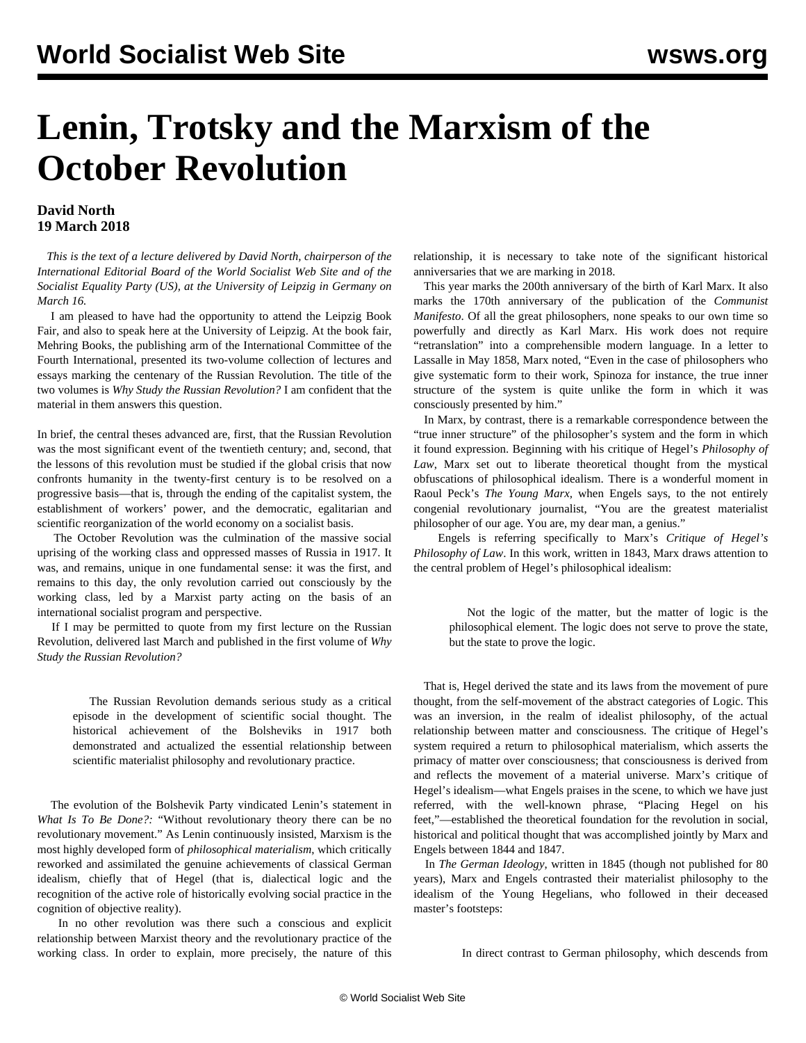# Lenin, Trotsky and the Marxism of the October Revolution

**David North**
**19 March 2018**

*This is the text of a lecture delivered by David North, chairperson of the International Editorial Board of the World Socialist Web Site and of the Socialist Equality Party (US), at the University of Leipzig in Germany on March 16.*

I am pleased to have had the opportunity to attend the Leipzig Book Fair, and also to speak here at the University of Leipzig. At the book fair, Mehring Books, the publishing arm of the International Committee of the Fourth International, presented its two-volume collection of lectures and essays marking the centenary of the Russian Revolution. The title of the two volumes is *Why Study the Russian Revolution?* I am confident that the material in them answers this question.

In brief, the central theses advanced are, first, that the Russian Revolution was the most significant event of the twentieth century; and, second, that the lessons of this revolution must be studied if the global crisis that now confronts humanity in the twenty-first century is to be resolved on a progressive basis—that is, through the ending of the capitalist system, the establishment of workers' power, and the democratic, egalitarian and scientific reorganization of the world economy on a socialist basis.

The October Revolution was the culmination of the massive social uprising of the working class and oppressed masses of Russia in 1917. It was, and remains, unique in one fundamental sense: it was the first, and remains to this day, the only revolution carried out consciously by the working class, led by a Marxist party acting on the basis of an international socialist program and perspective.

If I may be permitted to quote from my first lecture on the Russian Revolution, delivered last March and published in the first volume of *Why Study the Russian Revolution?*

> The Russian Revolution demands serious study as a critical episode in the development of scientific social thought. The historical achievement of the Bolsheviks in 1917 both demonstrated and actualized the essential relationship between scientific materialist philosophy and revolutionary practice.

The evolution of the Bolshevik Party vindicated Lenin's statement in *What Is To Be Done?:* "Without revolutionary theory there can be no revolutionary movement." As Lenin continuously insisted, Marxism is the most highly developed form of *philosophical materialism*, which critically reworked and assimilated the genuine achievements of classical German idealism, chiefly that of Hegel (that is, dialectical logic and the recognition of the active role of historically evolving social practice in the cognition of objective reality).

In no other revolution was there such a conscious and explicit relationship between Marxist theory and the revolutionary practice of the working class. In order to explain, more precisely, the nature of this relationship, it is necessary to take note of the significant historical anniversaries that we are marking in 2018.

This year marks the 200th anniversary of the birth of Karl Marx. It also marks the 170th anniversary of the publication of the *Communist Manifesto*. Of all the great philosophers, none speaks to our own time so powerfully and directly as Karl Marx. His work does not require "retranslation" into a comprehensible modern language. In a letter to Lassalle in May 1858, Marx noted, "Even in the case of philosophers who give systematic form to their work, Spinoza for instance, the true inner structure of the system is quite unlike the form in which it was consciously presented by him."

In Marx, by contrast, there is a remarkable correspondence between the "true inner structure" of the philosopher's system and the form in which it found expression. Beginning with his critique of Hegel's *Philosophy of Law,* Marx set out to liberate theoretical thought from the mystical obfuscations of philosophical idealism. There is a wonderful moment in Raoul Peck's *The Young Marx,* when Engels says, to the not entirely congenial revolutionary journalist, "You are the greatest materialist philosopher of our age. You are, my dear man, a genius."

Engels is referring specifically to Marx's *Critique of Hegel's Philosophy of Law*. In this work, written in 1843, Marx draws attention to the central problem of Hegel's philosophical idealism:

> Not the logic of the matter, but the matter of logic is the philosophical element. The logic does not serve to prove the state, but the state to prove the logic.

That is, Hegel derived the state and its laws from the movement of pure thought, from the self-movement of the abstract categories of Logic. This was an inversion, in the realm of idealist philosophy, of the actual relationship between matter and consciousness. The critique of Hegel's system required a return to philosophical materialism, which asserts the primacy of matter over consciousness; that consciousness is derived from and reflects the movement of a material universe. Marx's critique of Hegel's idealism—what Engels praises in the scene, to which we have just referred, with the well-known phrase, "Placing Hegel on his feet,"—established the theoretical foundation for the revolution in social, historical and political thought that was accomplished jointly by Marx and Engels between 1844 and 1847.

In *The German Ideology,* written in 1845 (though not published for 80 years), Marx and Engels contrasted their materialist philosophy to the idealism of the Young Hegelians, who followed in their deceased master's footsteps:

> In direct contrast to German philosophy, which descends from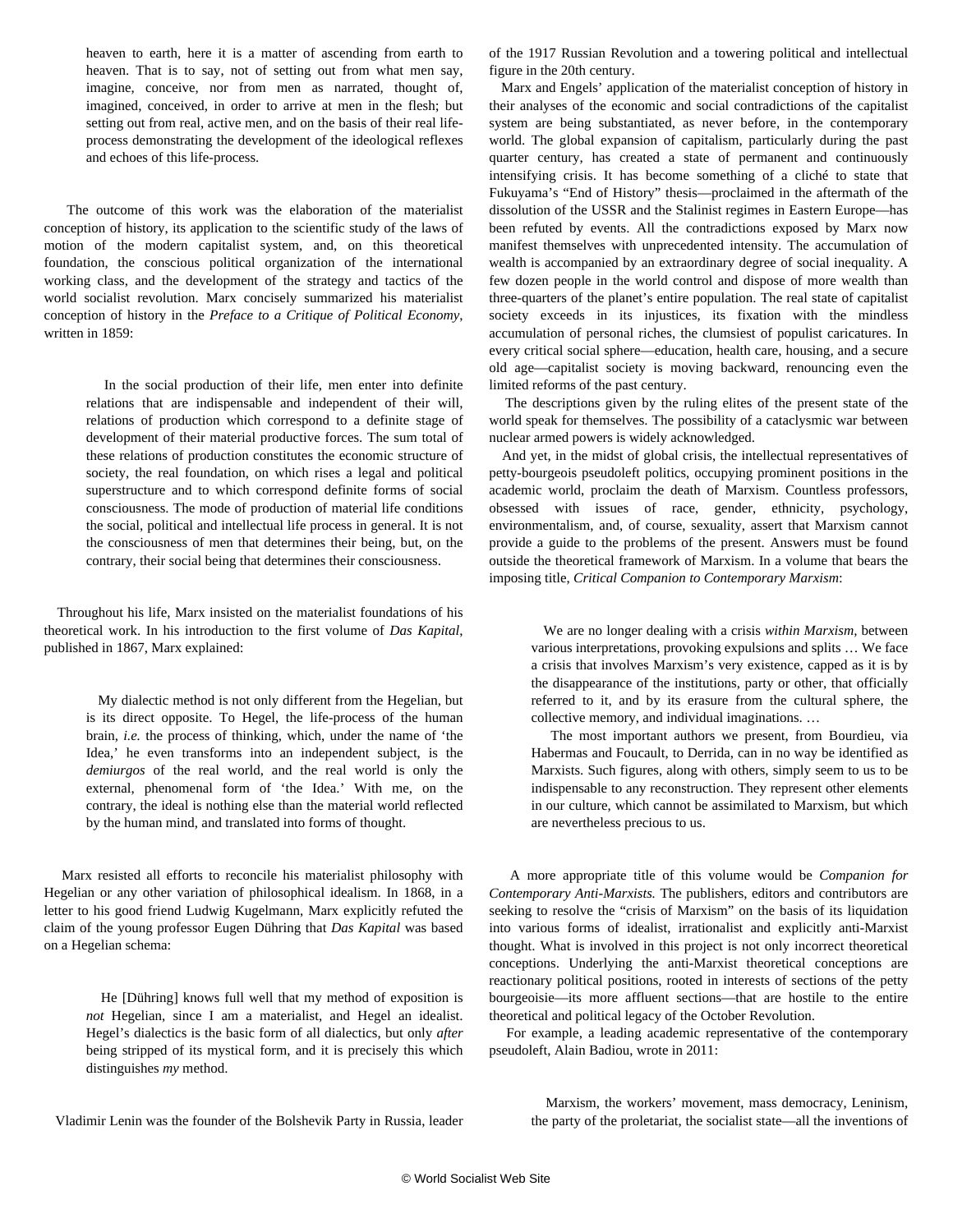heaven to earth, here it is a matter of ascending from earth to heaven. That is to say, not of setting out from what men say, imagine, conceive, nor from men as narrated, thought of, imagined, conceived, in order to arrive at men in the flesh; but setting out from real, active men, and on the basis of their real life-process demonstrating the development of the ideological reflexes and echoes of this life-process.

The outcome of this work was the elaboration of the materialist conception of history, its application to the scientific study of the laws of motion of the modern capitalist system, and, on this theoretical foundation, the conscious political organization of the international working class, and the development of the strategy and tactics of the world socialist revolution. Marx concisely summarized his materialist conception of history in the *Preface to a Critique of Political Economy*, written in 1859:

> In the social production of their life, men enter into definite relations that are indispensable and independent of their will, relations of production which correspond to a definite stage of development of their material productive forces. The sum total of these relations of production constitutes the economic structure of society, the real foundation, on which rises a legal and political superstructure and to which correspond definite forms of social consciousness. The mode of production of material life conditions the social, political and intellectual life process in general. It is not the consciousness of men that determines their being, but, on the contrary, their social being that determines their consciousness.

Throughout his life, Marx insisted on the materialist foundations of his theoretical work. In his introduction to the first volume of *Das Kapital*, published in 1867, Marx explained:

> My dialectic method is not only different from the Hegelian, but is its direct opposite. To Hegel, the life-process of the human brain, *i.e.* the process of thinking, which, under the name of 'the Idea,' he even transforms into an independent subject, is the *demiurgos* of the real world, and the real world is only the external, phenomenal form of 'the Idea.' With me, on the contrary, the ideal is nothing else than the material world reflected by the human mind, and translated into forms of thought.

Marx resisted all efforts to reconcile his materialist philosophy with Hegelian or any other variation of philosophical idealism. In 1868, in a letter to his good friend Ludwig Kugelmann, Marx explicitly refuted the claim of the young professor Eugen Dühring that *Das Kapital* was based on a Hegelian schema:

> He [Dühring] knows full well that my method of exposition is *not* Hegelian, since I am a materialist, and Hegel an idealist. Hegel's dialectics is the basic form of all dialectics, but only *after* being stripped of its mystical form, and it is precisely this which distinguishes *my* method.

Vladimir Lenin was the founder of the Bolshevik Party in Russia, leader of the 1917 Russian Revolution and a towering political and intellectual figure in the 20th century.

Marx and Engels' application of the materialist conception of history in their analyses of the economic and social contradictions of the capitalist system are being substantiated, as never before, in the contemporary world. The global expansion of capitalism, particularly during the past quarter century, has created a state of permanent and continuously intensifying crisis. It has become something of a cliché to state that Fukuyama's "End of History" thesis—proclaimed in the aftermath of the dissolution of the USSR and the Stalinist regimes in Eastern Europe—has been refuted by events. All the contradictions exposed by Marx now manifest themselves with unprecedented intensity. The accumulation of wealth is accompanied by an extraordinary degree of social inequality. A few dozen people in the world control and dispose of more wealth than three-quarters of the planet's entire population. The real state of capitalist society exceeds in its injustices, its fixation with the mindless accumulation of personal riches, the clumsiest of populist caricatures. In every critical social sphere—education, health care, housing, and a secure old age—capitalist society is moving backward, renouncing even the limited reforms of the past century.

The descriptions given by the ruling elites of the present state of the world speak for themselves. The possibility of a cataclysmic war between nuclear armed powers is widely acknowledged.

And yet, in the midst of global crisis, the intellectual representatives of petty-bourgeois pseudoleft politics, occupying prominent positions in the academic world, proclaim the death of Marxism. Countless professors, obsessed with issues of race, gender, ethnicity, psychology, environmentalism, and, of course, sexuality, assert that Marxism cannot provide a guide to the problems of the present. Answers must be found outside the theoretical framework of Marxism. In a volume that bears the imposing title, *Critical Companion to Contemporary Marxism*:

> We are no longer dealing with a crisis *within Marxism*, between various interpretations, provoking expulsions and splits … We face a crisis that involves Marxism's very existence, capped as it is by the disappearance of the institutions, party or other, that officially referred to it, and by its erasure from the cultural sphere, the collective memory, and individual imaginations. …
>
> The most important authors we present, from Bourdieu, via Habermas and Foucault, to Derrida, can in no way be identified as Marxists. Such figures, along with others, simply seem to us to be indispensable to any reconstruction. They represent other elements in our culture, which cannot be assimilated to Marxism, but which are nevertheless precious to us.

A more appropriate title of this volume would be *Companion for Contemporary Anti-Marxists.* The publishers, editors and contributors are seeking to resolve the "crisis of Marxism" on the basis of its liquidation into various forms of idealist, irrationalist and explicitly anti-Marxist thought. What is involved in this project is not only incorrect theoretical conceptions. Underlying the anti-Marxist theoretical conceptions are reactionary political positions, rooted in interests of sections of the petty bourgeoisie—its more affluent sections—that are hostile to the entire theoretical and political legacy of the October Revolution.

For example, a leading academic representative of the contemporary pseudoleft, Alain Badiou, wrote in 2011:

> Marxism, the workers' movement, mass democracy, Leninism, the party of the proletariat, the socialist state—all the inventions of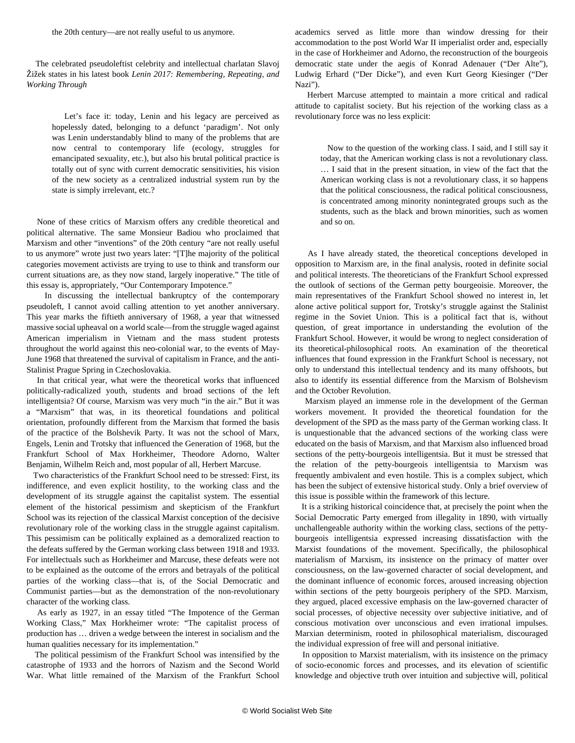the 20th century—are not really useful to us anymore.

The celebrated pseudoleftist celebrity and intellectual charlatan Slavoj Žižek states in his latest book *Lenin 2017: Remembering, Repeating, and Working Through*

> Let's face it: today, Lenin and his legacy are perceived as hopelessly dated, belonging to a defunct 'paradigm'. Not only was Lenin understandably blind to many of the problems that are now central to contemporary life (ecology, struggles for emancipated sexuality, etc.), but also his brutal political practice is totally out of sync with current democratic sensitivities, his vision of the new society as a centralized industrial system run by the state is simply irrelevant, etc.?

None of these critics of Marxism offers any credible theoretical and political alternative. The same Monsieur Badiou who proclaimed that Marxism and other "inventions" of the 20th century "are not really useful to us anymore" wrote just two years later: "[T]he majority of the political categories movement activists are trying to use to think and transform our current situations are, as they now stand, largely inoperative." The title of this essay is, appropriately, "Our Contemporary Impotence."

In discussing the intellectual bankruptcy of the contemporary pseudoleft, I cannot avoid calling attention to yet another anniversary. This year marks the fiftieth anniversary of 1968, a year that witnessed massive social upheaval on a world scale—from the struggle waged against American imperialism in Vietnam and the mass student protests throughout the world against this neo-colonial war, to the events of May-June 1968 that threatened the survival of capitalism in France, and the anti-Stalinist Prague Spring in Czechoslovakia.

In that critical year, what were the theoretical works that influenced politically-radicalized youth, students and broad sections of the left intelligentsia? Of course, Marxism was very much "in the air." But it was a "Marxism" that was, in its theoretical foundations and political orientation, profoundly different from the Marxism that formed the basis of the practice of the Bolshevik Party. It was not the school of Marx, Engels, Lenin and Trotsky that influenced the Generation of 1968, but the Frankfurt School of Max Horkheimer, Theodore Adorno, Walter Benjamin, Wilhelm Reich and, most popular of all, Herbert Marcuse.

Two characteristics of the Frankfurt School need to be stressed: First, its indifference, and even explicit hostility, to the working class and the development of its struggle against the capitalist system. The essential element of the historical pessimism and skepticism of the Frankfurt School was its rejection of the classical Marxist conception of the decisive revolutionary role of the working class in the struggle against capitalism. This pessimism can be politically explained as a demoralized reaction to the defeats suffered by the German working class between 1918 and 1933. For intellectuals such as Horkheimer and Marcuse, these defeats were not to be explained as the outcome of the errors and betrayals of the political parties of the working class—that is, of the Social Democratic and Communist parties—but as the demonstration of the non-revolutionary character of the working class.

As early as 1927, in an essay titled "The Impotence of the German Working Class," Max Horkheimer wrote: "The capitalist process of production has … driven a wedge between the interest in socialism and the human qualities necessary for its implementation."

The political pessimism of the Frankfurt School was intensified by the catastrophe of 1933 and the horrors of Nazism and the Second World War. What little remained of the Marxism of the Frankfurt School academics served as little more than window dressing for their accommodation to the post World War II imperialist order and, especially in the case of Horkheimer and Adorno, the reconstruction of the bourgeois democratic state under the aegis of Konrad Adenauer ("Der Alte"), Ludwig Erhard ("Der Dicke"), and even Kurt Georg Kiesinger ("Der Nazi").

Herbert Marcuse attempted to maintain a more critical and radical attitude to capitalist society. But his rejection of the working class as a revolutionary force was no less explicit:

> Now to the question of the working class. I said, and I still say it today, that the American working class is not a revolutionary class. … I said that in the present situation, in view of the fact that the American working class is not a revolutionary class, it so happens that the political consciousness, the radical political consciousness, is concentrated among minority nonintegrated groups such as the students, such as the black and brown minorities, such as women and so on.

As I have already stated, the theoretical conceptions developed in opposition to Marxism are, in the final analysis, rooted in definite social and political interests. The theoreticians of the Frankfurt School expressed the outlook of sections of the German petty bourgeoisie. Moreover, the main representatives of the Frankfurt School showed no interest in, let alone active political support for, Trotsky's struggle against the Stalinist regime in the Soviet Union. This is a political fact that is, without question, of great importance in understanding the evolution of the Frankfurt School. However, it would be wrong to neglect consideration of its theoretical-philosophical roots. An examination of the theoretical influences that found expression in the Frankfurt School is necessary, not only to understand this intellectual tendency and its many offshoots, but also to identify its essential difference from the Marxism of Bolshevism and the October Revolution.

Marxism played an immense role in the development of the German workers movement. It provided the theoretical foundation for the development of the SPD as the mass party of the German working class. It is unquestionable that the advanced sections of the working class were educated on the basis of Marxism, and that Marxism also influenced broad sections of the petty-bourgeois intelligentsia. But it must be stressed that the relation of the petty-bourgeois intelligentsia to Marxism was frequently ambivalent and even hostile. This is a complex subject, which has been the subject of extensive historical study. Only a brief overview of this issue is possible within the framework of this lecture.

It is a striking historical coincidence that, at precisely the point when the Social Democratic Party emerged from illegality in 1890, with virtually unchallengeable authority within the working class, sections of the petty-bourgeois intelligentsia expressed increasing dissatisfaction with the Marxist foundations of the movement. Specifically, the philosophical materialism of Marxism, its insistence on the primacy of matter over consciousness, on the law-governed character of social development, and the dominant influence of economic forces, aroused increasing objection within sections of the petty bourgeois periphery of the SPD. Marxism, they argued, placed excessive emphasis on the law-governed character of social processes, of objective necessity over subjective initiative, and of conscious motivation over unconscious and even irrational impulses. Marxian determinism, rooted in philosophical materialism, discouraged the individual expression of free will and personal initiative.

In opposition to Marxist materialism, with its insistence on the primacy of socio-economic forces and processes, and its elevation of scientific knowledge and objective truth over intuition and subjective will, political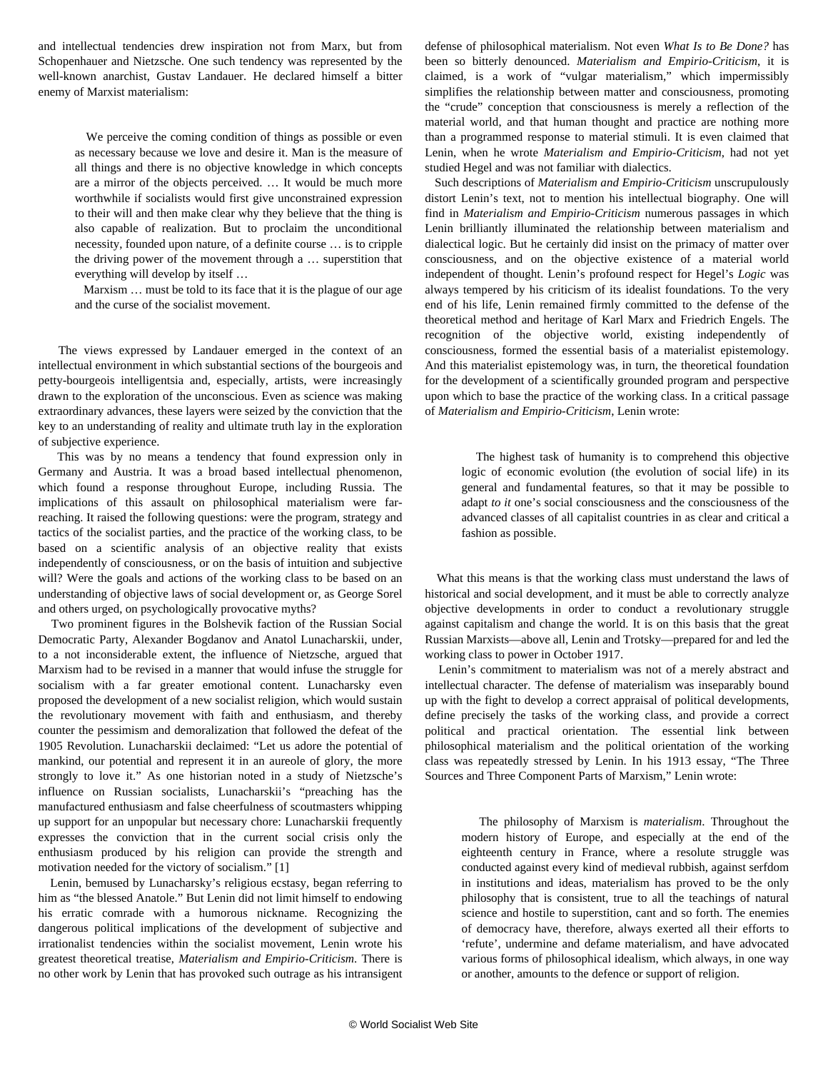and intellectual tendencies drew inspiration not from Marx, but from Schopenhauer and Nietzsche. One such tendency was represented by the well-known anarchist, Gustav Landauer. He declared himself a bitter enemy of Marxist materialism:

> We perceive the coming condition of things as possible or even as necessary because we love and desire it. Man is the measure of all things and there is no objective knowledge in which concepts are a mirror of the objects perceived. … It would be much more worthwhile if socialists would first give unconstrained expression to their will and then make clear why they believe that the thing is also capable of realization. But to proclaim the unconditional necessity, founded upon nature, of a definite course … is to cripple the driving power of the movement through a … superstition that everything will develop by itself …
>
> Marxism … must be told to its face that it is the plague of our age and the curse of the socialist movement.

The views expressed by Landauer emerged in the context of an intellectual environment in which substantial sections of the bourgeois and petty-bourgeois intelligentsia and, especially, artists, were increasingly drawn to the exploration of the unconscious. Even as science was making extraordinary advances, these layers were seized by the conviction that the key to an understanding of reality and ultimate truth lay in the exploration of subjective experience.

This was by no means a tendency that found expression only in Germany and Austria. It was a broad based intellectual phenomenon, which found a response throughout Europe, including Russia. The implications of this assault on philosophical materialism were far-reaching. It raised the following questions: were the program, strategy and tactics of the socialist parties, and the practice of the working class, to be based on a scientific analysis of an objective reality that exists independently of consciousness, or on the basis of intuition and subjective will? Were the goals and actions of the working class to be based on an understanding of objective laws of social development or, as George Sorel and others urged, on psychologically provocative myths?

Two prominent figures in the Bolshevik faction of the Russian Social Democratic Party, Alexander Bogdanov and Anatol Lunacharskii, under, to a not inconsiderable extent, the influence of Nietzsche, argued that Marxism had to be revised in a manner that would infuse the struggle for socialism with a far greater emotional content. Lunacharsky even proposed the development of a new socialist religion, which would sustain the revolutionary movement with faith and enthusiasm, and thereby counter the pessimism and demoralization that followed the defeat of the 1905 Revolution. Lunacharskii declaimed: "Let us adore the potential of mankind, our potential and represent it in an aureole of glory, the more strongly to love it." As one historian noted in a study of Nietzsche's influence on Russian socialists, Lunacharskii's "preaching has the manufactured enthusiasm and false cheerfulness of scoutmasters whipping up support for an unpopular but necessary chore: Lunacharskii frequently expresses the conviction that in the current social crisis only the enthusiasm produced by his religion can provide the strength and motivation needed for the victory of socialism." [1]

Lenin, bemused by Lunacharsky's religious ecstasy, began referring to him as "the blessed Anatole." But Lenin did not limit himself to endowing his erratic comrade with a humorous nickname. Recognizing the dangerous political implications of the development of subjective and irrationalist tendencies within the socialist movement, Lenin wrote his greatest theoretical treatise, *Materialism and Empirio-Criticism*. There is no other work by Lenin that has provoked such outrage as his intransigent defense of philosophical materialism. Not even *What Is to Be Done?* has been so bitterly denounced. *Materialism and Empirio-Criticism*, it is claimed, is a work of "vulgar materialism," which impermissibly simplifies the relationship between matter and consciousness, promoting the "crude" conception that consciousness is merely a reflection of the material world, and that human thought and practice are nothing more than a programmed response to material stimuli. It is even claimed that Lenin, when he wrote *Materialism and Empirio-Criticism*, had not yet studied Hegel and was not familiar with dialectics.

Such descriptions of *Materialism and Empirio-Criticism* unscrupulously distort Lenin's text, not to mention his intellectual biography. One will find in *Materialism and Empirio-Criticism* numerous passages in which Lenin brilliantly illuminated the relationship between materialism and dialectical logic. But he certainly did insist on the primacy of matter over consciousness, and on the objective existence of a material world independent of thought. Lenin's profound respect for Hegel's *Logic* was always tempered by his criticism of its idealist foundations. To the very end of his life, Lenin remained firmly committed to the defense of the theoretical method and heritage of Karl Marx and Friedrich Engels. The recognition of the objective world, existing independently of consciousness, formed the essential basis of a materialist epistemology. And this materialist epistemology was, in turn, the theoretical foundation for the development of a scientifically grounded program and perspective upon which to base the practice of the working class. In a critical passage of *Materialism and Empirio-Criticism*, Lenin wrote:

> The highest task of humanity is to comprehend this objective logic of economic evolution (the evolution of social life) in its general and fundamental features, so that it may be possible to adapt *to it* one's social consciousness and the consciousness of the advanced classes of all capitalist countries in as clear and critical a fashion as possible.

What this means is that the working class must understand the laws of historical and social development, and it must be able to correctly analyze objective developments in order to conduct a revolutionary struggle against capitalism and change the world. It is on this basis that the great Russian Marxists—above all, Lenin and Trotsky—prepared for and led the working class to power in October 1917.

Lenin's commitment to materialism was not of a merely abstract and intellectual character. The defense of materialism was inseparably bound up with the fight to develop a correct appraisal of political developments, define precisely the tasks of the working class, and provide a correct political and practical orientation. The essential link between philosophical materialism and the political orientation of the working class was repeatedly stressed by Lenin. In his 1913 essay, "The Three Sources and Three Component Parts of Marxism," Lenin wrote:

> The philosophy of Marxism is *materialism*. Throughout the modern history of Europe, and especially at the end of the eighteenth century in France, where a resolute struggle was conducted against every kind of medieval rubbish, against serfdom in institutions and ideas, materialism has proved to be the only philosophy that is consistent, true to all the teachings of natural science and hostile to superstition, cant and so forth. The enemies of democracy have, therefore, always exerted all their efforts to 'refute', undermine and defame materialism, and have advocated various forms of philosophical idealism, which always, in one way or another, amounts to the defence or support of religion.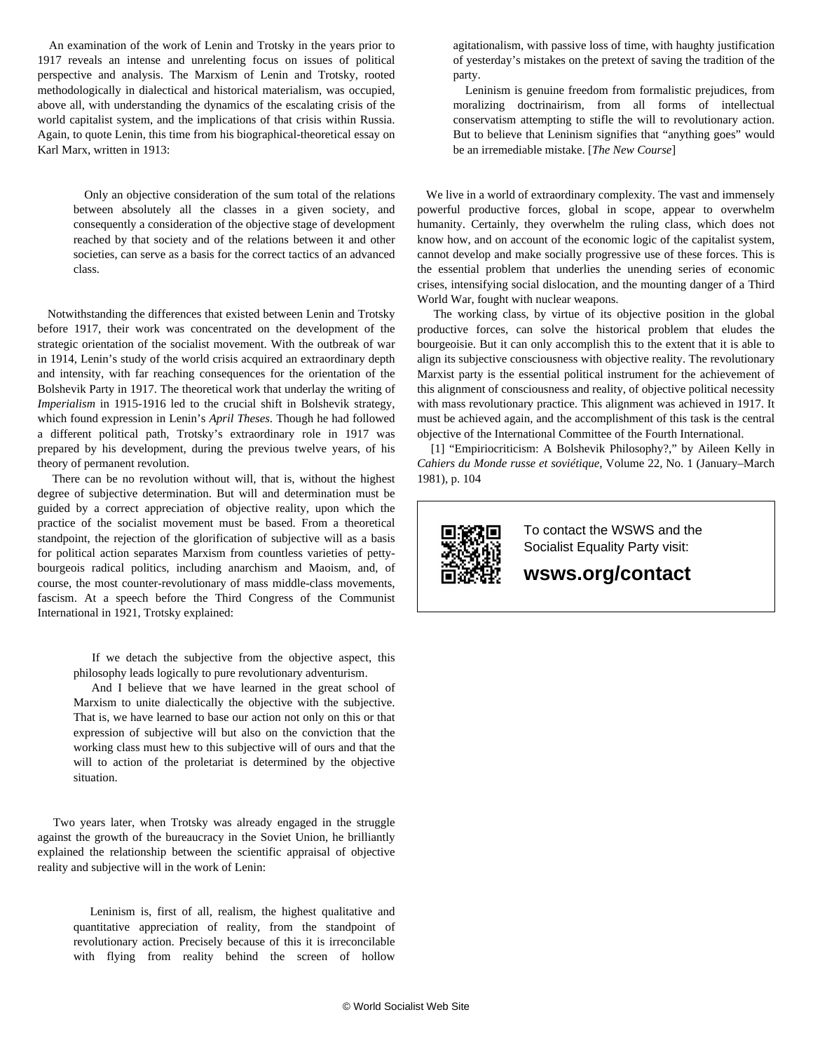An examination of the work of Lenin and Trotsky in the years prior to 1917 reveals an intense and unrelenting focus on issues of political perspective and analysis. The Marxism of Lenin and Trotsky, rooted methodologically in dialectical and historical materialism, was occupied, above all, with understanding the dynamics of the escalating crisis of the world capitalist system, and the implications of that crisis within Russia. Again, to quote Lenin, this time from his biographical-theoretical essay on Karl Marx, written in 1913:

> Only an objective consideration of the sum total of the relations between absolutely all the classes in a given society, and consequently a consideration of the objective stage of development reached by that society and of the relations between it and other societies, can serve as a basis for the correct tactics of an advanced class.

Notwithstanding the differences that existed between Lenin and Trotsky before 1917, their work was concentrated on the development of the strategic orientation of the socialist movement. With the outbreak of war in 1914, Lenin's study of the world crisis acquired an extraordinary depth and intensity, with far reaching consequences for the orientation of the Bolshevik Party in 1917. The theoretical work that underlay the writing of *Imperialism* in 1915-1916 led to the crucial shift in Bolshevik strategy, which found expression in Lenin's *April Theses*. Though he had followed a different political path, Trotsky's extraordinary role in 1917 was prepared by his development, during the previous twelve years, of his theory of permanent revolution.

There can be no revolution without will, that is, without the highest degree of subjective determination. But will and determination must be guided by a correct appreciation of objective reality, upon which the practice of the socialist movement must be based. From a theoretical standpoint, the rejection of the glorification of subjective will as a basis for political action separates Marxism from countless varieties of petty-bourgeois radical politics, including anarchism and Maoism, and, of course, the most counter-revolutionary of mass middle-class movements, fascism. At a speech before the Third Congress of the Communist International in 1921, Trotsky explained:

> If we detach the subjective from the objective aspect, this philosophy leads logically to pure revolutionary adventurism.
>
> And I believe that we have learned in the great school of Marxism to unite dialectically the objective with the subjective. That is, we have learned to base our action not only on this or that expression of subjective will but also on the conviction that the working class must hew to this subjective will of ours and that the will to action of the proletariat is determined by the objective situation.

Two years later, when Trotsky was already engaged in the struggle against the growth of the bureaucracy in the Soviet Union, he brilliantly explained the relationship between the scientific appraisal of objective reality and subjective will in the work of Lenin:

> Leninism is, first of all, realism, the highest qualitative and quantitative appreciation of reality, from the standpoint of revolutionary action. Precisely because of this it is irreconcilable with flying from reality behind the screen of hollow agitationalism, with passive loss of time, with haughty justification of yesterday's mistakes on the pretext of saving the tradition of the party.
>
> Leninism is genuine freedom from formalistic prejudices, from moralizing doctrinairism, from all forms of intellectual conservatism attempting to stifle the will to revolutionary action. But to believe that Leninism signifies that "anything goes" would be an irremediable mistake. [*The New Course*]

We live in a world of extraordinary complexity. The vast and immensely powerful productive forces, global in scope, appear to overwhelm humanity. Certainly, they overwhelm the ruling class, which does not know how, and on account of the economic logic of the capitalist system, cannot develop and make socially progressive use of these forces. This is the essential problem that underlies the unending series of economic crises, intensifying social dislocation, and the mounting danger of a Third World War, fought with nuclear weapons.

The working class, by virtue of its objective position in the global productive forces, can solve the historical problem that eludes the bourgeoisie. But it can only accomplish this to the extent that it is able to align its subjective consciousness with objective reality. The revolutionary Marxist party is the essential political instrument for the achievement of this alignment of consciousness and reality, of objective political necessity with mass revolutionary practice. This alignment was achieved in 1917. It must be achieved again, and the accomplishment of this task is the central objective of the International Committee of the Fourth International.

[1] "Empiriocriticism: A Bolshevik Philosophy?," by Aileen Kelly in *Cahiers du Monde russe et soviétique*, Volume 22, No. 1 (January–March 1981), p. 104

To contact the WSWS and the Socialist Equality Party visit:

**wsws.org/contact**